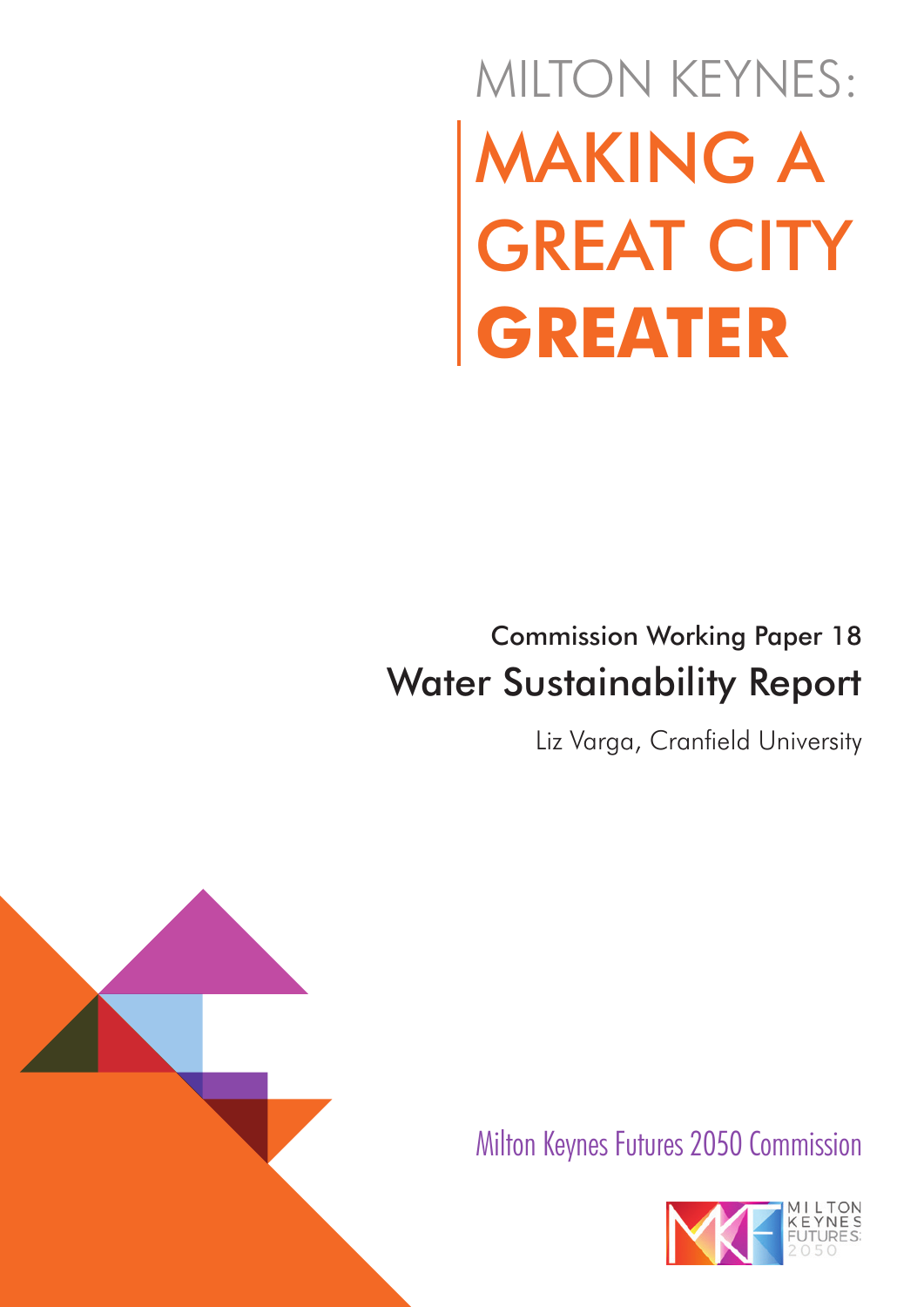# MILTON KEYNES: MAKING A GREAT CITY **GREATER**

## Commission Working Paper 18

## Water Sustainability Report

Liz Varga, Cranfield University

Milton Keynes Futures 2050 Commission

MILTON KEYNES FUTURES 2050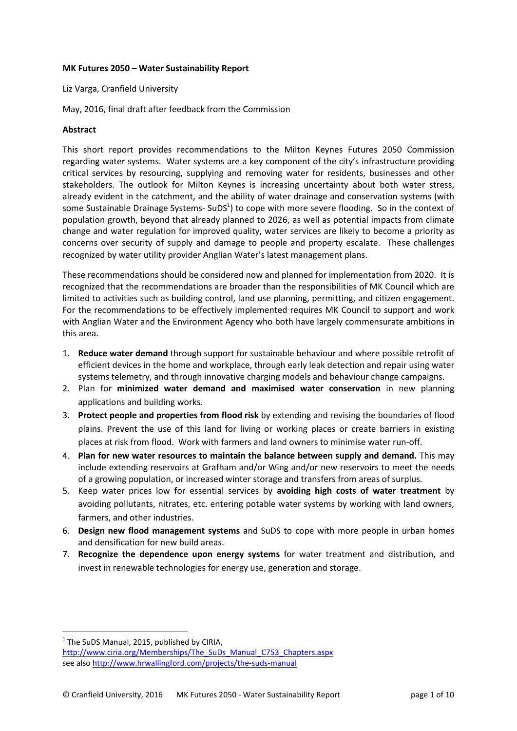**MK Futures 2050 – Water Sustainability Report**

Liz Varga, Cranfield University

May, 2016, final draft after feedback from the Commission

**Abstract**

This short report provides recommendations to the Milton Keynes Futures 2050 Commission regarding water systems. Water systems are a key component of the city's infrastructure providing critical services by resourcing, supplying and removing water for residents, businesses and other stakeholders. The outlook for Milton Keynes is increasing uncertainty about both water stress, already evident in the catchment, and the ability of water drainage and conservation systems (with some Sustainable Drainage Systems- SuDS[1]) to cope with more severe flooding. So in the context of population growth, beyond that already planned to 2026, as well as potential impacts from climate change and water regulation for improved quality, water services are likely to become a priority as concerns over security of supply and damage to people and property escalate. These challenges recognized by water utility provider Anglian Water's latest management plans.

These recommendations should be considered now and planned for implementation from 2020. It is recognized that the recommendations are broader than the responsibilities of MK Council which are limited to activities such as building control, land use planning, permitting, and citizen engagement. For the recommendations to be effectively implemented requires MK Council to support and work with Anglian Water and the Environment Agency who both have largely commensurate ambitions in this area.

1. **Reduce water demand** through support for sustainable behaviour and where possible retrofit of efficient devices in the home and workplace, through early leak detection and repair using water systems telemetry, and through innovative charging models and behaviour change campaigns.
2. Plan for **minimized water demand and maximised water conservation** in new planning applications and building works.
3. **Protect people and properties from flood risk** by extending and revising the boundaries of flood plains. Prevent the use of this land for living or working places or create barriers in existing places at risk from flood. Work with farmers and land owners to minimise water run-off.
4. **Plan for new water resources to maintain the balance between supply and demand.** This may include extending reservoirs at Grafham and/or Wing and/or new reservoirs to meet the needs of a growing population, or increased winter storage and transfers from areas of surplus.
5. Keep water prices low for essential services by **avoiding high costs of water treatment** by avoiding pollutants, nitrates, etc. entering potable water systems by working with land owners, farmers, and other industries.
6. **Design new flood management systems** and SuDS to cope with more people in urban homes and densification for new build areas.
7. **Recognize the dependence upon energy systems** for water treatment and distribution, and invest in renewable technologies for energy use, generation and storage.

[1] The SuDS Manual, 2015, published by CIRIA, http://www.ciria.org/Memberships/The_SuDs_Manual_C753_Chapters.aspx
see also http://www.hrwallingford.com/projects/the-suds-manual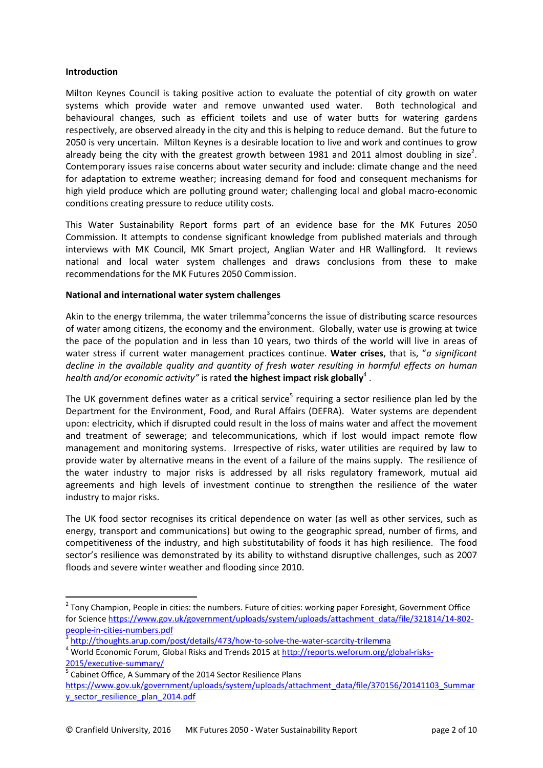**Introduction**

Milton Keynes Council is taking positive action to evaluate the potential of city growth on water systems which provide water and remove unwanted used water. Both technological and behavioural changes, such as efficient toilets and use of water butts for watering gardens respectively, are observed already in the city and this is helping to reduce demand. But the future to 2050 is very uncertain. Milton Keynes is a desirable location to live and work and continues to grow already being the city with the greatest growth between 1981 and 2011 almost doubling in size[2]. Contemporary issues raise concerns about water security and include: climate change and the need for adaptation to extreme weather; increasing demand for food and consequent mechanisms for high yield produce which are polluting ground water; challenging local and global macro-economic conditions creating pressure to reduce utility costs.

This Water Sustainability Report forms part of an evidence base for the MK Futures 2050 Commission. It attempts to condense significant knowledge from published materials and through interviews with MK Council, MK Smart project, Anglian Water and HR Wallingford. It reviews national and local water system challenges and draws conclusions from these to make recommendations for the MK Futures 2050 Commission.

**National and international water system challenges**

Akin to the energy trilemma, the water trilemma[3] concerns the issue of distributing scarce resources of water among citizens, the economy and the environment. Globally, water use is growing at twice the pace of the population and in less than 10 years, two thirds of the world will live in areas of water stress if current water management practices continue. **Water crises**, that is, "*a significant decline in the available quality and quantity of fresh water resulting in harmful effects on human health and/or economic activity"* is rated **the highest impact risk globally**[4] .

The UK government defines water as a critical service[5] requiring a sector resilience plan led by the Department for the Environment, Food, and Rural Affairs (DEFRA). Water systems are dependent upon: electricity, which if disrupted could result in the loss of mains water and affect the movement and treatment of sewerage; and telecommunications, which if lost would impact remote flow management and monitoring systems. Irrespective of risks, water utilities are required by law to provide water by alternative means in the event of a failure of the mains supply. The resilience of the water industry to major risks is addressed by all risks regulatory framework, mutual aid agreements and high levels of investment continue to strengthen the resilience of the water industry to major risks.

The UK food sector recognises its critical dependence on water (as well as other services, such as energy, transport and communications) but owing to the geographic spread, number of firms, and competitiveness of the industry, and high substitutability of foods it has high resilience. The food sector's resilience was demonstrated by its ability to withstand disruptive challenges, such as 2007 floods and severe winter weather and flooding since 2010.

---

[2] Tony Champion, People in cities: the numbers. Future of cities: working paper Foresight, Government Office for Science https://www.gov.uk/government/uploads/system/uploads/attachment_data/file/321814/14-802-people-in-cities-numbers.pdf

[3] http://thoughts.arup.com/post/details/473/how-to-solve-the-water-scarcity-trilemma

[4] World Economic Forum, Global Risks and Trends 2015 at http://reports.weforum.org/global-risks-2015/executive-summary/

[5] Cabinet Office, A Summary of the 2014 Sector Resilience Plans https://www.gov.uk/government/uploads/system/uploads/attachment_data/file/370156/20141103_Summary_sector_resilience_plan_2014.pdf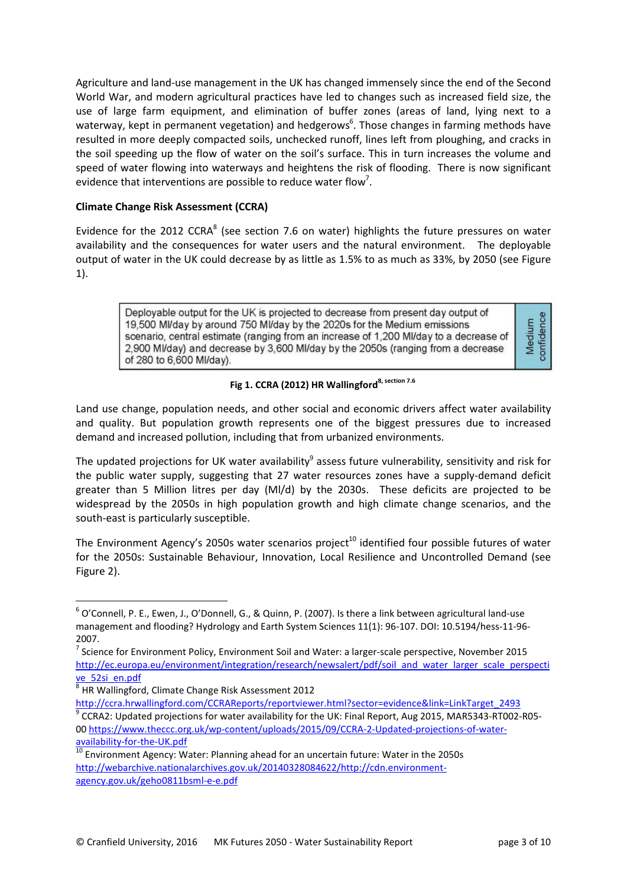Agriculture and land-use management in the UK has changed immensely since the end of the Second World War, and modern agricultural practices have led to changes such as increased field size, the use of large farm equipment, and elimination of buffer zones (areas of land, lying next to a waterway, kept in permanent vegetation) and hedgerows[6]. Those changes in farming methods have resulted in more deeply compacted soils, unchecked runoff, lines left from ploughing, and cracks in the soil speeding up the flow of water on the soil's surface. This in turn increases the volume and speed of water flowing into waterways and heightens the risk of flooding. There is now significant evidence that interventions are possible to reduce water flow[7].

**Climate Change Risk Assessment (CCRA)**

Evidence for the 2012 CCRA[8] (see section 7.6 on water) highlights the future pressures on water availability and the consequences for water users and the natural environment. The deployable output of water in the UK could decrease by as little as 1.5% to as much as 33%, by 2050 (see Figure 1).

| Deployable output for the UK is projected to decrease from present day output of 19,500 Ml/day by around 750 Ml/day by the 2020s for the Medium emissions scenario, central estimate (ranging from an increase of 1,200 Ml/day to a decrease of 2,900 Ml/day) and decrease by 3,600 Ml/day by the 2050s (ranging from a decrease of 280 to 6,600 Ml/day). | Medium confidence |
|---|---|

**Fig 1. CCRA (2012) HR Wallingford[8, section 7.6]**

Land use change, population needs, and other social and economic drivers affect water availability and quality. But population growth represents one of the biggest pressures due to increased demand and increased pollution, including that from urbanized environments.

The updated projections for UK water availability[9] assess future vulnerability, sensitivity and risk for the public water supply, suggesting that 27 water resources zones have a supply-demand deficit greater than 5 Million litres per day (Ml/d) by the 2030s. These deficits are projected to be widespread by the 2050s in high population growth and high climate change scenarios, and the south-east is particularly susceptible.

The Environment Agency's 2050s water scenarios project[10] identified four possible futures of water for the 2050s: Sustainable Behaviour, Innovation, Local Resilience and Uncontrolled Demand (see Figure 2).

---

[6] O'Connell, P. E., Ewen, J., O'Donnell, G., & Quinn, P. (2007). Is there a link between agricultural land-use management and flooding? Hydrology and Earth System Sciences 11(1): 96-107. DOI: 10.5194/hess-11-96-2007.

[7] Science for Environment Policy, Environment Soil and Water: a larger-scale perspective, November 2015 http://ec.europa.eu/environment/integration/research/newsalert/pdf/soil_and_water_larger_scale_perspective_52si_en.pdf

[8] HR Wallingford, Climate Change Risk Assessment 2012 http://ccra.hrwallingford.com/CCRAReports/reportviewer.html?sector=evidence&link=LinkTarget_2493

[9] CCRA2: Updated projections for water availability for the UK: Final Report, Aug 2015, MAR5343-RT002-R05-00 https://www.theccc.org.uk/wp-content/uploads/2015/09/CCRA-2-Updated-projections-of-water-availability-for-the-UK.pdf

[10] Environment Agency: Water: Planning ahead for an uncertain future: Water in the 2050s http://webarchive.nationalarchives.gov.uk/20140328084622/http://cdn.environment-agency.gov.uk/geho0811bsml-e-e.pdf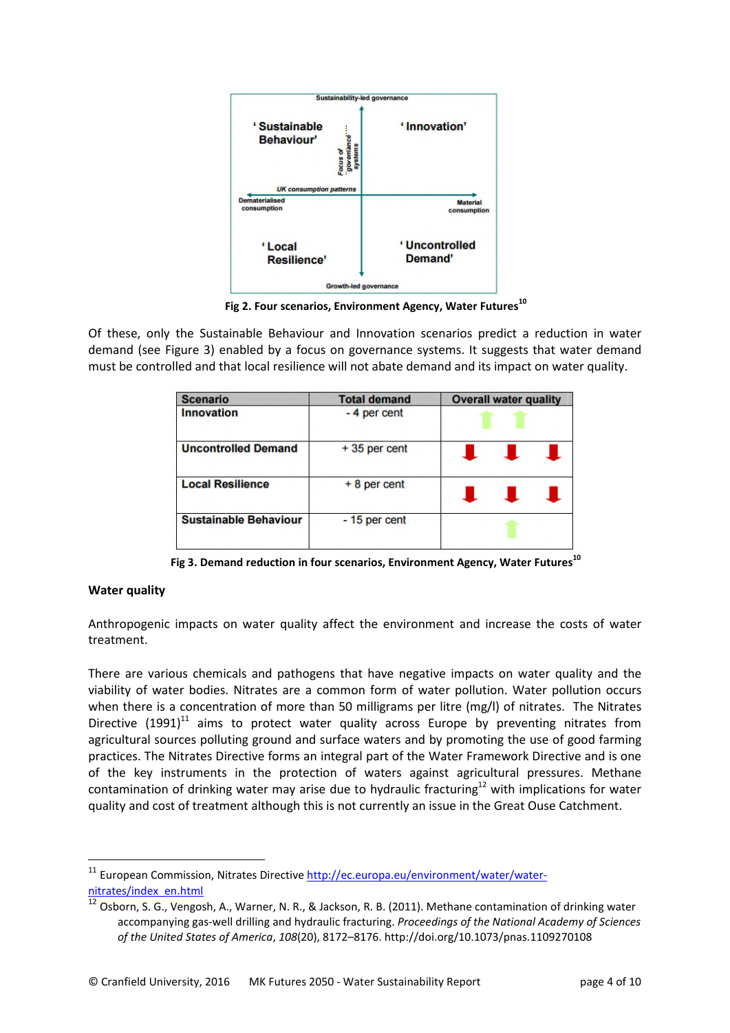Fig 2. Four scenarios, Environment Agency, Water Futures[10]

Of these, only the Sustainable Behaviour and Innovation scenarios predict a reduction in water demand (see Figure 3) enabled by a focus on governance systems. It suggests that water demand must be controlled and that local resilience will not abate demand and its impact on water quality.

| Scenario | Total demand | Overall water quality |
|---|---|---|
| Innovation | - 4 per cent | ↑ ↑ |
| Uncontrolled Demand | + 35 per cent | ↓ ↓ ↓ |
| Local Resilience | + 8 per cent | ↓ ↓ ↓ |
| Sustainable Behaviour | - 15 per cent | ↑ |

Fig 3. Demand reduction in four scenarios, Environment Agency, Water Futures[10]

**Water quality**

Anthropogenic impacts on water quality affect the environment and increase the costs of water treatment.

There are various chemicals and pathogens that have negative impacts on water quality and the viability of water bodies. Nitrates are a common form of water pollution. Water pollution occurs when there is a concentration of more than 50 milligrams per litre (mg/l) of nitrates. The Nitrates Directive (1991)[11] aims to protect water quality across Europe by preventing nitrates from agricultural sources polluting ground and surface waters and by promoting the use of good farming practices. The Nitrates Directive forms an integral part of the Water Framework Directive and is one of the key instruments in the protection of waters against agricultural pressures. Methane contamination of drinking water may arise due to hydraulic fracturing[12] with implications for water quality and cost of treatment although this is not currently an issue in the Great Ouse Catchment.

---

[11] European Commission, Nitrates Directive http://ec.europa.eu/environment/water/water-nitrates/index_en.html

[12] Osborn, S. G., Vengosh, A., Warner, N. R., & Jackson, R. B. (2011). Methane contamination of drinking water accompanying gas-well drilling and hydraulic fracturing. *Proceedings of the National Academy of Sciences of the United States of America*, *108*(20), 8172–8176. http://doi.org/10.1073/pnas.1109270108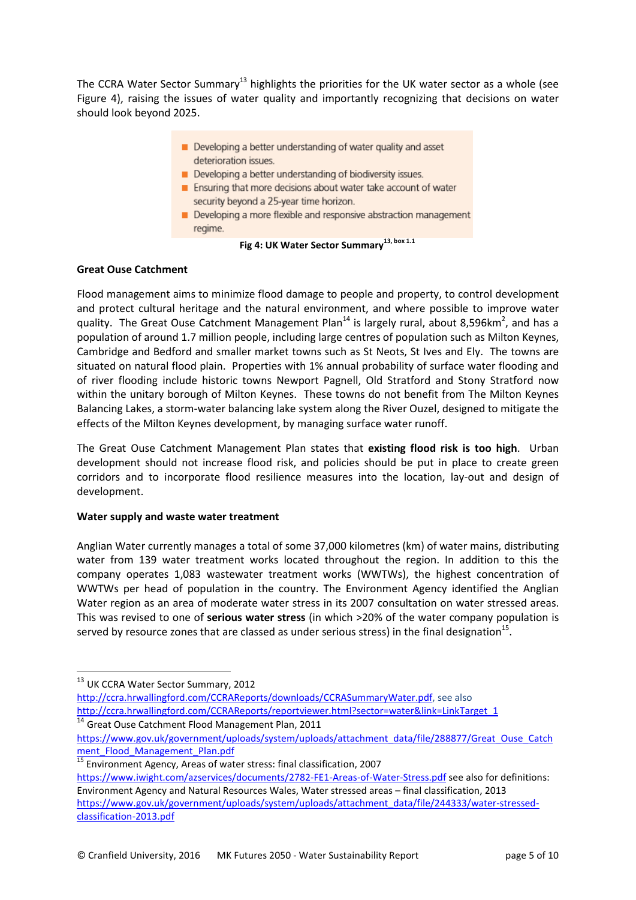The CCRA Water Sector Summary[13] highlights the priorities for the UK water sector as a whole (see Figure 4), raising the issues of water quality and importantly recognizing that decisions on water should look beyond 2025.

- Developing a better understanding of water quality and asset deterioration issues.
- Developing a better understanding of biodiversity issues.
- Ensuring that more decisions about water take account of water security beyond a 25-year time horizon.
- Developing a more flexible and responsive abstraction management regime.

**Fig 4: UK Water Sector Summary**[13, box 1.1]

**Great Ouse Catchment**

Flood management aims to minimize flood damage to people and property, to control development and protect cultural heritage and the natural environment, and where possible to improve water quality. The Great Ouse Catchment Management Plan[14] is largely rural, about 8,596km$^2$, and has a population of around 1.7 million people, including large centres of population such as Milton Keynes, Cambridge and Bedford and smaller market towns such as St Neots, St Ives and Ely. The towns are situated on natural flood plain. Properties with 1% annual probability of surface water flooding and of river flooding include historic towns Newport Pagnell, Old Stratford and Stony Stratford now within the unitary borough of Milton Keynes. These towns do not benefit from The Milton Keynes Balancing Lakes, a storm-water balancing lake system along the River Ouzel, designed to mitigate the effects of the Milton Keynes development, by managing surface water runoff.

The Great Ouse Catchment Management Plan states that **existing flood risk is too high**. Urban development should not increase flood risk, and policies should be put in place to create green corridors and to incorporate flood resilience measures into the location, lay-out and design of development.

**Water supply and waste water treatment**

Anglian Water currently manages a total of some 37,000 kilometres (km) of water mains, distributing water from 139 water treatment works located throughout the region. In addition to this the company operates 1,083 wastewater treatment works (WWTWs), the highest concentration of WWTWs per head of population in the country. The Environment Agency identified the Anglian Water region as an area of moderate water stress in its 2007 consultation on water stressed areas. This was revised to one of **serious water stress** (in which >20% of the water company population is served by resource zones that are classed as under serious stress) in the final designation[15].

---

[13] UK CCRA Water Sector Summary, 2012 http://ccra.hrwallingford.com/CCRAReports/downloads/CCRASummaryWater.pdf, see also http://ccra.hrwallingford.com/CCRAReports/reportviewer.html?sector=water&link=LinkTarget_1

[14] Great Ouse Catchment Flood Management Plan, 2011 https://www.gov.uk/government/uploads/system/uploads/attachment_data/file/288877/Great_Ouse_Catchment_Flood_Management_Plan.pdf

[15] Environment Agency, Areas of water stress: final classification, 2007 https://www.iwight.com/azservices/documents/2782-FE1-Areas-of-Water-Stress.pdf see also for definitions: Environment Agency and Natural Resources Wales, Water stressed areas – final classification, 2013 https://www.gov.uk/government/uploads/system/uploads/attachment_data/file/244333/water-stressed-classification-2013.pdf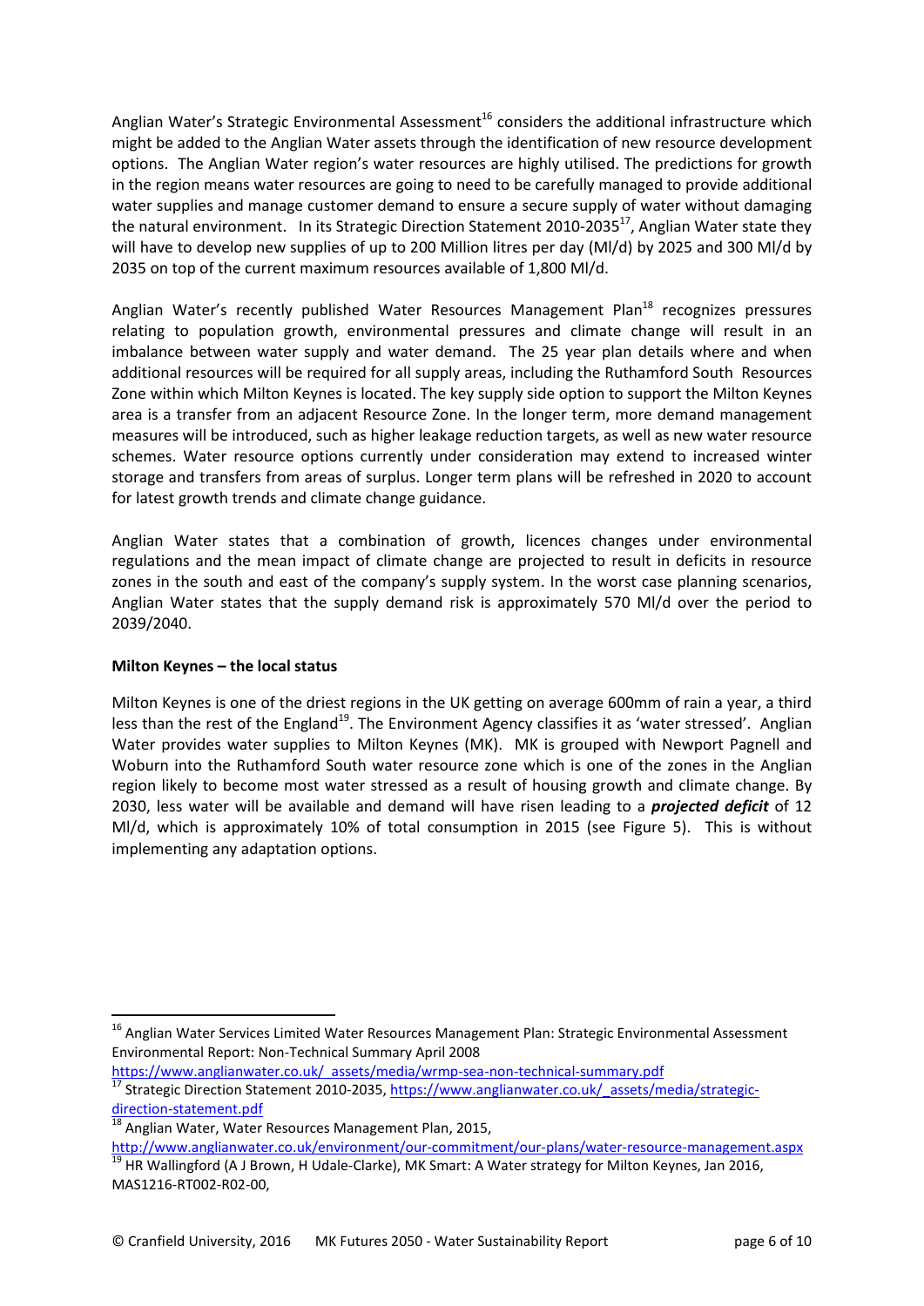Anglian Water's Strategic Environmental Assessment[16] considers the additional infrastructure which might be added to the Anglian Water assets through the identification of new resource development options. The Anglian Water region's water resources are highly utilised. The predictions for growth in the region means water resources are going to need to be carefully managed to provide additional water supplies and manage customer demand to ensure a secure supply of water without damaging the natural environment. In its Strategic Direction Statement 2010-2035[17], Anglian Water state they will have to develop new supplies of up to 200 Million litres per day (Ml/d) by 2025 and 300 Ml/d by 2035 on top of the current maximum resources available of 1,800 Ml/d.

Anglian Water's recently published Water Resources Management Plan[18] recognizes pressures relating to population growth, environmental pressures and climate change will result in an imbalance between water supply and water demand. The 25 year plan details where and when additional resources will be required for all supply areas, including the Ruthamford South Resources Zone within which Milton Keynes is located. The key supply side option to support the Milton Keynes area is a transfer from an adjacent Resource Zone. In the longer term, more demand management measures will be introduced, such as higher leakage reduction targets, as well as new water resource schemes. Water resource options currently under consideration may extend to increased winter storage and transfers from areas of surplus. Longer term plans will be refreshed in 2020 to account for latest growth trends and climate change guidance.

Anglian Water states that a combination of growth, licences changes under environmental regulations and the mean impact of climate change are projected to result in deficits in resource zones in the south and east of the company's supply system. In the worst case planning scenarios, Anglian Water states that the supply demand risk is approximately 570 Ml/d over the period to 2039/2040.

**Milton Keynes – the local status**

Milton Keynes is one of the driest regions in the UK getting on average 600mm of rain a year, a third less than the rest of the England[19]. The Environment Agency classifies it as 'water stressed'. Anglian Water provides water supplies to Milton Keynes (MK). MK is grouped with Newport Pagnell and Woburn into the Ruthamford South water resource zone which is one of the zones in the Anglian region likely to become most water stressed as a result of housing growth and climate change. By 2030, less water will be available and demand will have risen leading to a ***projected deficit*** of 12 Ml/d, which is approximately 10% of total consumption in 2015 (see Figure 5). This is without implementing any adaptation options.

---

[16] Anglian Water Services Limited Water Resources Management Plan: Strategic Environmental Assessment Environmental Report: Non-Technical Summary April 2008 https://www.anglianwater.co.uk/_assets/media/wrmp-sea-non-technical-summary.pdf

[17] Strategic Direction Statement 2010-2035, https://www.anglianwater.co.uk/_assets/media/strategic-direction-statement.pdf

[18] Anglian Water, Water Resources Management Plan, 2015, http://www.anglianwater.co.uk/environment/our-commitment/our-plans/water-resource-management.aspx

[19] HR Wallingford (A J Brown, H Udale-Clarke), MK Smart: A Water strategy for Milton Keynes, Jan 2016, MAS1216-RT002-R02-00,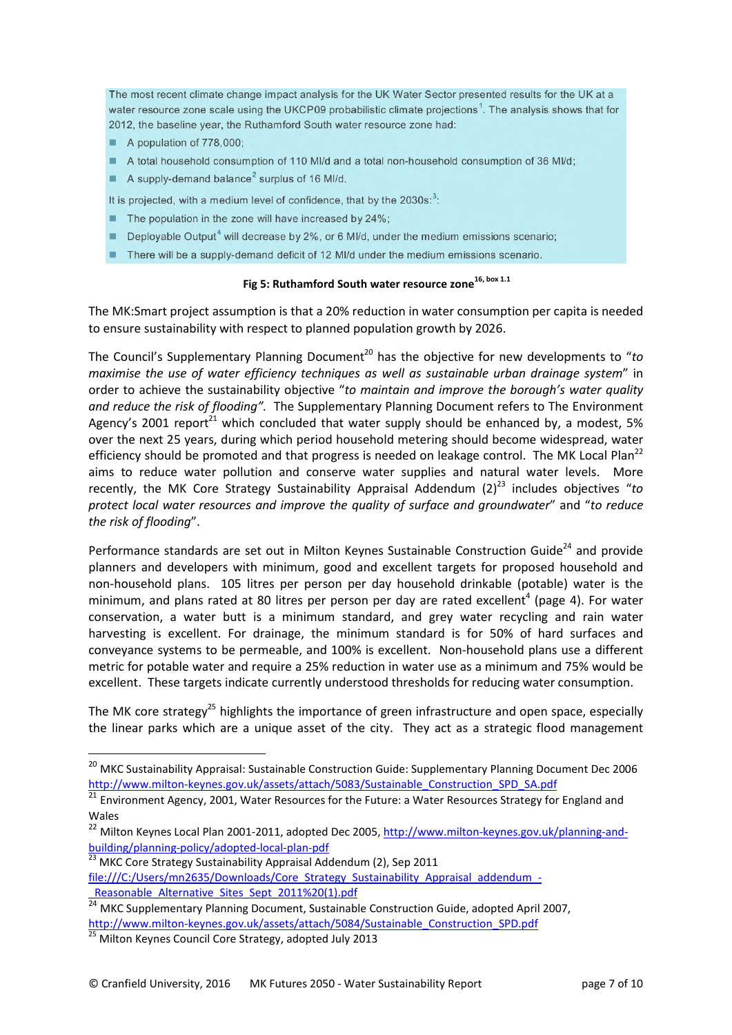The most recent climate change impact analysis for the UK Water Sector presented results for the UK at a water resource zone scale using the UKCP09 probabilistic climate projections[1]. The analysis shows that for 2012, the baseline year, the Ruthamford South water resource zone had:

- A population of 778,000;
- A total household consumption of 110 Ml/d and a total non-household consumption of 36 Ml/d;
- A supply-demand balance[2] surplus of 16 Ml/d.

It is projected, with a medium level of confidence, that by the 2030s:[3]:

- The population in the zone will have increased by 24%;
- Deployable Output[4] will decrease by 2%, or 6 Ml/d, under the medium emissions scenario;
- There will be a supply-demand deficit of 12 Ml/d under the medium emissions scenario.

**Fig 5: Ruthamford South water resource zone**[16, box 1.1]

The MK:Smart project assumption is that a 20% reduction in water consumption per capita is needed to ensure sustainability with respect to planned population growth by 2026.

The Council's Supplementary Planning Document[20] has the objective for new developments to "*to maximise the use of water efficiency techniques as well as sustainable urban drainage system*" in order to achieve the sustainability objective "*to maintain and improve the borough's water quality and reduce the risk of flooding".* The Supplementary Planning Document refers to The Environment Agency's 2001 report[21] which concluded that water supply should be enhanced by, a modest, 5% over the next 25 years, during which period household metering should become widespread, water efficiency should be promoted and that progress is needed on leakage control. The MK Local Plan[22] aims to reduce water pollution and conserve water supplies and natural water levels. More recently, the MK Core Strategy Sustainability Appraisal Addendum (2)[23] includes objectives "*to protect local water resources and improve the quality of surface and groundwater*" and "*to reduce the risk of flooding*".

Performance standards are set out in Milton Keynes Sustainable Construction Guide[24] and provide planners and developers with minimum, good and excellent targets for proposed household and non-household plans. 105 litres per person per day household drinkable (potable) water is the minimum, and plans rated at 80 litres per person per day are rated excellent[4] (page 4). For water conservation, a water butt is a minimum standard, and grey water recycling and rain water harvesting is excellent. For drainage, the minimum standard is for 50% of hard surfaces and conveyance systems to be permeable, and 100% is excellent. Non-household plans use a different metric for potable water and require a 25% reduction in water use as a minimum and 75% would be excellent. These targets indicate currently understood thresholds for reducing water consumption.

The MK core strategy[25] highlights the importance of green infrastructure and open space, especially the linear parks which are a unique asset of the city. They act as a strategic flood management

---

[20] MKC Sustainability Appraisal: Sustainable Construction Guide: Supplementary Planning Document Dec 2006 http://www.milton-keynes.gov.uk/assets/attach/5083/Sustainable_Construction_SPD_SA.pdf

[21] Environment Agency, 2001, Water Resources for the Future: a Water Resources Strategy for England and Wales

[22] Milton Keynes Local Plan 2001-2011, adopted Dec 2005, http://www.milton-keynes.gov.uk/planning-and-building/planning-policy/adopted-local-plan-pdf

[23] MKC Core Strategy Sustainability Appraisal Addendum (2), Sep 2011 file:///C:/Users/mn2635/Downloads/Core_Strategy_Sustainability_Appraisal_addendum_-_Reasonable_Alternative_Sites_Sept_2011%20(1).pdf

[24] MKC Supplementary Planning Document, Sustainable Construction Guide, adopted April 2007, http://www.milton-keynes.gov.uk/assets/attach/5084/Sustainable_Construction_SPD.pdf

[25] Milton Keynes Council Core Strategy, adopted July 2013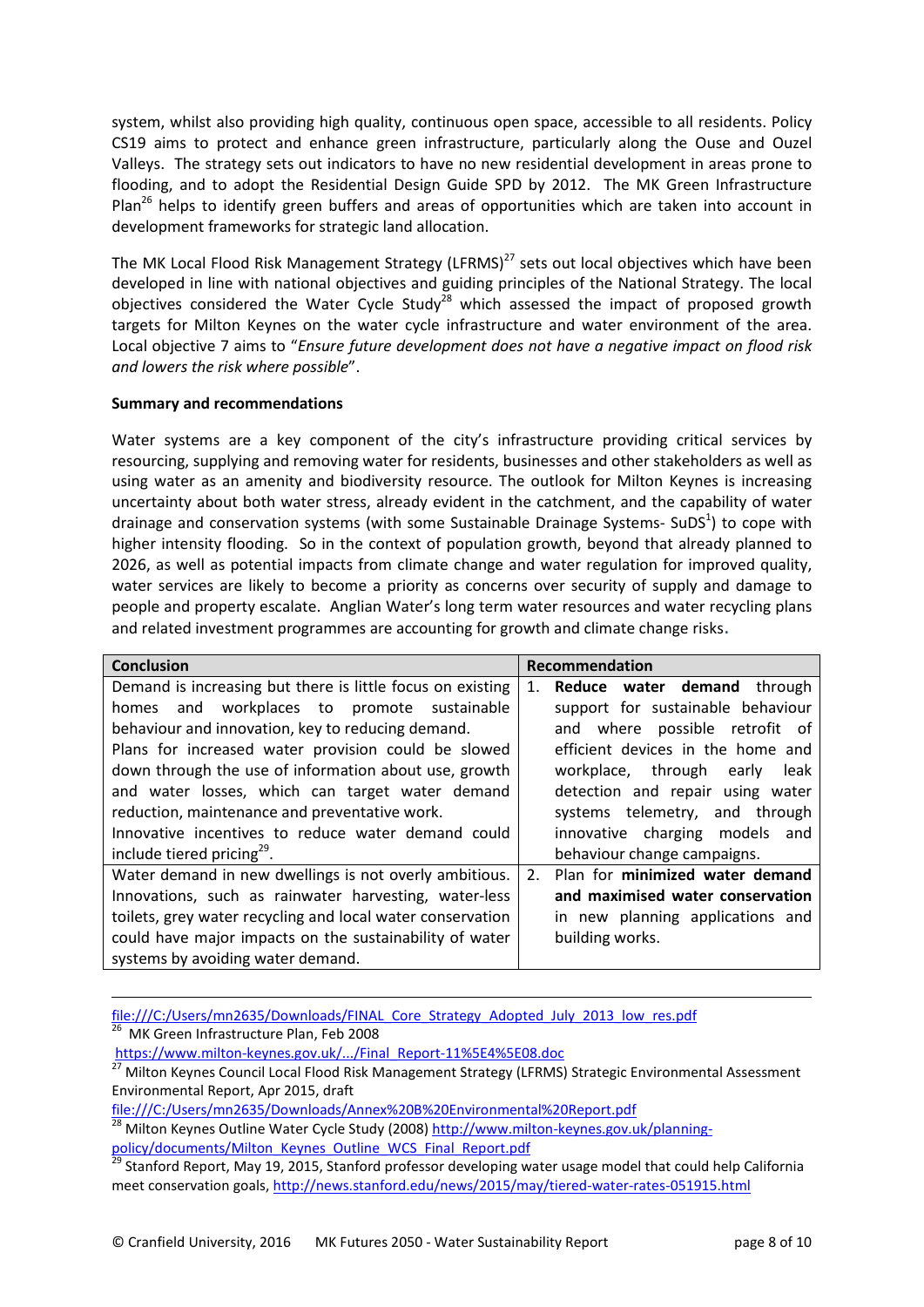system, whilst also providing high quality, continuous open space, accessible to all residents. Policy CS19 aims to protect and enhance green infrastructure, particularly along the Ouse and Ouzel Valleys. The strategy sets out indicators to have no new residential development in areas prone to flooding, and to adopt the Residential Design Guide SPD by 2012. The MK Green Infrastructure Plan[26] helps to identify green buffers and areas of opportunities which are taken into account in development frameworks for strategic land allocation.

The MK Local Flood Risk Management Strategy (LFRMS)[27] sets out local objectives which have been developed in line with national objectives and guiding principles of the National Strategy. The local objectives considered the Water Cycle Study[28] which assessed the impact of proposed growth targets for Milton Keynes on the water cycle infrastructure and water environment of the area. Local objective 7 aims to "*Ensure future development does not have a negative impact on flood risk and lowers the risk where possible*".

**Summary and recommendations**

Water systems are a key component of the city's infrastructure providing critical services by resourcing, supplying and removing water for residents, businesses and other stakeholders as well as using water as an amenity and biodiversity resource. The outlook for Milton Keynes is increasing uncertainty about both water stress, already evident in the catchment, and the capability of water drainage and conservation systems (with some Sustainable Drainage Systems- SuDS[1]) to cope with higher intensity flooding. So in the context of population growth, beyond that already planned to 2026, as well as potential impacts from climate change and water regulation for improved quality, water services are likely to become a priority as concerns over security of supply and damage to people and property escalate. Anglian Water's long term water resources and water recycling plans and related investment programmes are accounting for growth and climate change risks.

| Conclusion | Recommendation |
|---|---|
| Demand is increasing but there is little focus on existing homes and workplaces to promote sustainable behaviour and innovation, key to reducing demand. Plans for increased water provision could be slowed down through the use of information about use, growth and water losses, which can target water demand reduction, maintenance and preventative work. Innovative incentives to reduce water demand could include tiered pricing[29]. | 1. **Reduce water demand** through support for sustainable behaviour and where possible retrofit of efficient devices in the home and workplace, through early leak detection and repair using water systems telemetry, and through innovative charging models and behaviour change campaigns. |
| Water demand in new dwellings is not overly ambitious. Innovations, such as rainwater harvesting, water-less toilets, grey water recycling and local water conservation could have major impacts on the sustainability of water systems by avoiding water demand. | 2. Plan for **minimized water demand and maximised water conservation** in new planning applications and building works. |

---

file:///C:/Users/mn2635/Downloads/FINAL_Core_Strategy_Adopted_July_2013_low_res.pdf

[26] MK Green Infrastructure Plan, Feb 2008 https://www.milton-keynes.gov.uk/.../Final_Report-11%5E4%5E08.doc

[27] Milton Keynes Council Local Flood Risk Management Strategy (LFRMS) Strategic Environmental Assessment Environmental Report, Apr 2015, draft file:///C:/Users/mn2635/Downloads/Annex%20B%20Environmental%20Report.pdf

[28] Milton Keynes Outline Water Cycle Study (2008) http://www.milton-keynes.gov.uk/planning-policy/documents/Milton_Keynes_Outline_WCS_Final_Report.pdf

[29] Stanford Report, May 19, 2015, Stanford professor developing water usage model that could help California meet conservation goals, http://news.stanford.edu/news/2015/may/tiered-water-rates-051915.html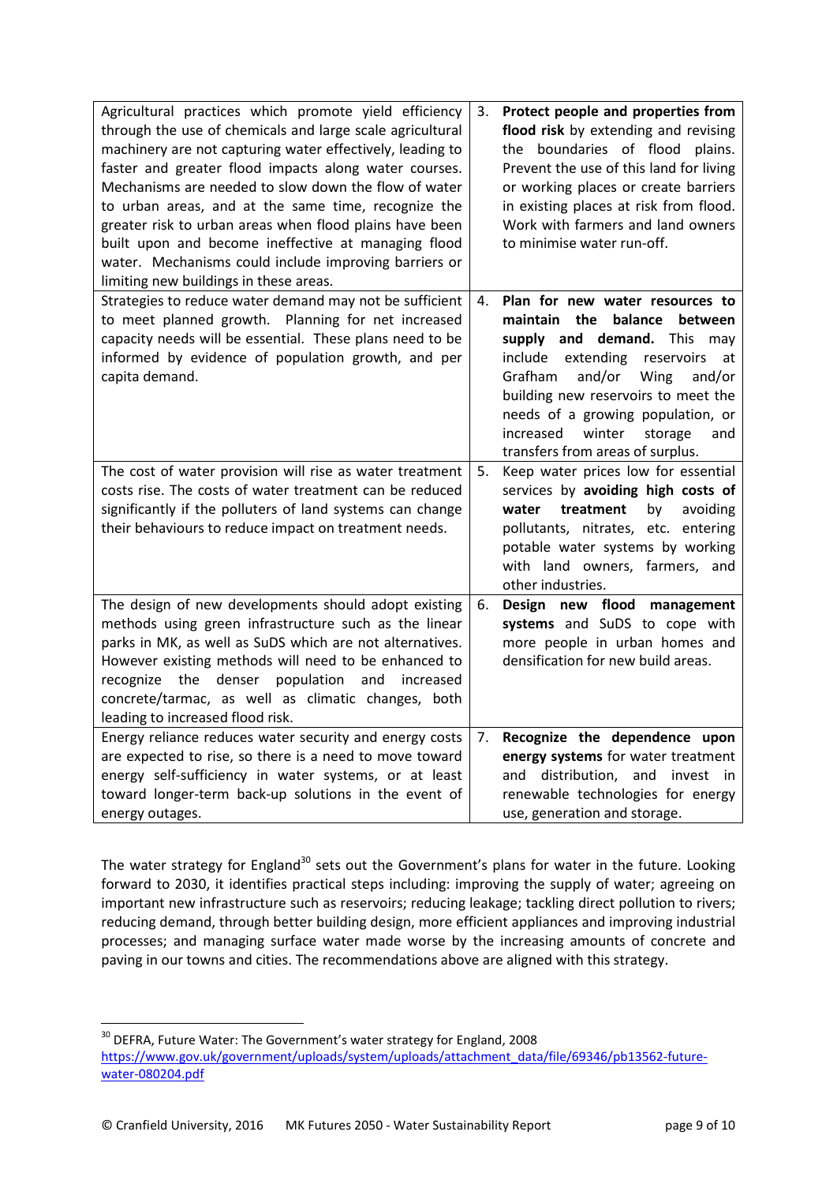| | |
|---|---|
| Agricultural practices which promote yield efficiency through the use of chemicals and large scale agricultural machinery are not capturing water effectively, leading to faster and greater flood impacts along water courses. Mechanisms are needed to slow down the flow of water to urban areas, and at the same time, recognize the greater risk to urban areas when flood plains have been built upon and become ineffective at managing flood water. Mechanisms could include improving barriers or limiting new buildings in these areas. | 3. **Protect people and properties from flood risk** by extending and revising the boundaries of flood plains. Prevent the use of this land for living or working places or create barriers in existing places at risk from flood. Work with farmers and land owners to minimise water run-off. |
| Strategies to reduce water demand may not be sufficient to meet planned growth. Planning for net increased capacity needs will be essential. These plans need to be informed by evidence of population growth, and per capita demand. | 4. **Plan for new water resources to maintain the balance between supply and demand.** This may include extending reservoirs at Grafham and/or Wing and/or building new reservoirs to meet the needs of a growing population, or increased winter storage and transfers from areas of surplus. |
| The cost of water provision will rise as water treatment costs rise. The costs of water treatment can be reduced significantly if the polluters of land systems can change their behaviours to reduce impact on treatment needs. | 5. Keep water prices low for essential services by **avoiding high costs of water treatment** by avoiding pollutants, nitrates, etc. entering potable water systems by working with land owners, farmers, and other industries. |
| The design of new developments should adopt existing methods using green infrastructure such as the linear parks in MK, as well as SuDS which are not alternatives. However existing methods will need to be enhanced to recognize the denser population and increased concrete/tarmac, as well as climatic changes, both leading to increased flood risk. | 6. **Design new flood management systems** and SuDS to cope with more people in urban homes and densification for new build areas. |
| Energy reliance reduces water security and energy costs are expected to rise, so there is a need to move toward energy self-sufficiency in water systems, or at least toward longer-term back-up solutions in the event of energy outages. | 7. **Recognize the dependence upon energy systems** for water treatment and distribution, and invest in renewable technologies for energy use, generation and storage. |

The water strategy for England[30] sets out the Government's plans for water in the future. Looking forward to 2030, it identifies practical steps including: improving the supply of water; agreeing on important new infrastructure such as reservoirs; reducing leakage; tackling direct pollution to rivers; reducing demand, through better building design, more efficient appliances and improving industrial processes; and managing surface water made worse by the increasing amounts of concrete and paving in our towns and cities. The recommendations above are aligned with this strategy.

---

[30] DEFRA, Future Water: The Government's water strategy for England, 2008 https://www.gov.uk/government/uploads/system/uploads/attachment_data/file/69346/pb13562-future-water-080204.pdf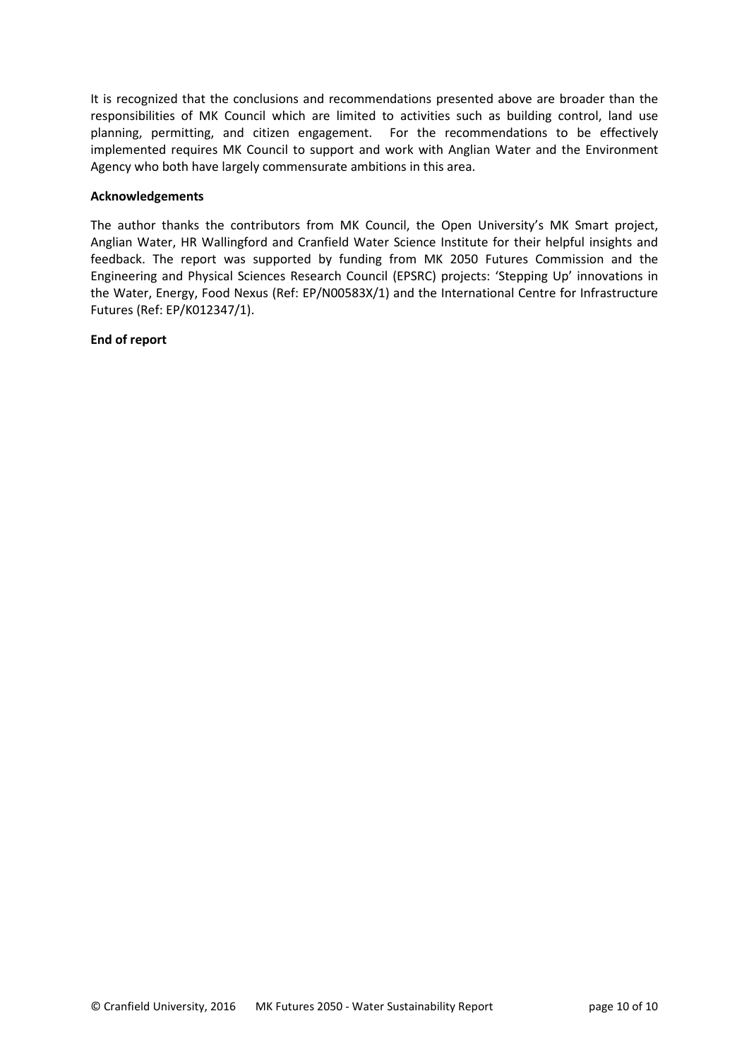It is recognized that the conclusions and recommendations presented above are broader than the responsibilities of MK Council which are limited to activities such as building control, land use planning, permitting, and citizen engagement. For the recommendations to be effectively implemented requires MK Council to support and work with Anglian Water and the Environment Agency who both have largely commensurate ambitions in this area.

**Acknowledgements**

The author thanks the contributors from MK Council, the Open University's MK Smart project, Anglian Water, HR Wallingford and Cranfield Water Science Institute for their helpful insights and feedback. The report was supported by funding from MK 2050 Futures Commission and the Engineering and Physical Sciences Research Council (EPSRC) projects: 'Stepping Up' innovations in the Water, Energy, Food Nexus (Ref: EP/N00583X/1) and the International Centre for Infrastructure Futures (Ref: EP/K012347/1).

**End of report**